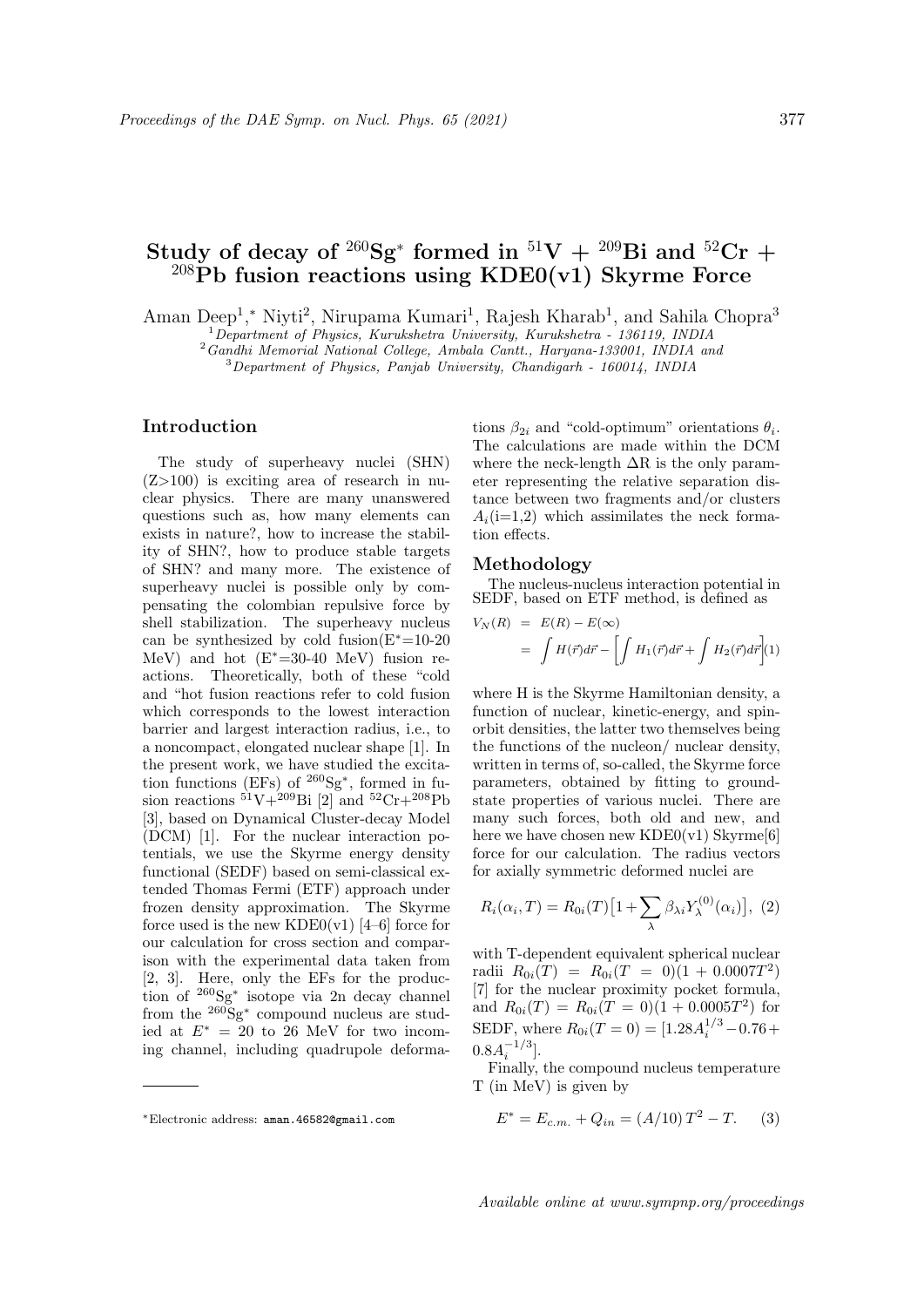# Study of decay of $^{260}$Sg$^*$ formed in $^{51}$V + $^{209}$Bi and $^{52}$Cr + $^{208}$Pb fusion reactions using KDE0(v1) Skyrme Force

Aman Deep[1,*] Niyti[2], Nirupama Kumari[1], Rajesh Kharab[1], and Sahila Chopra[3]

[1] *Department of Physics, Kurukshetra University, Kurukshetra - 136119, INDIA*
[2] *Gandhi Memorial National College, Ambala Cantt., Haryana-133001, INDIA and*
[3] *Department of Physics, Panjab University, Chandigarh - 160014, INDIA*

## Introduction

The study of superheavy nuclei (SHN) (Z>100) is exciting area of research in nuclear physics. There are many unanswered questions such as, how many elements can exists in nature?, how to increase the stability of SHN?, how to produce stable targets of SHN? and many more. The existence of superheavy nuclei is possible only by compensating the colombian repulsive force by shell stabilization. The superheavy nucleus can be synthesized by cold fusion($E^*$=10-20 MeV) and hot ($E^*$=30-40 MeV) fusion reactions. Theoretically, both of these "cold and "hot fusion reactions refer to cold fusion which corresponds to the lowest interaction barrier and largest interaction radius, i.e., to a noncompact, elongated nuclear shape [1]. In the present work, we have studied the excitation functions (EFs) of $^{260}$Sg$^*$, formed in fusion reactions $^{51}$V+$^{209}$Bi [2] and $^{52}$Cr+$^{208}$Pb [3], based on Dynamical Cluster-decay Model (DCM) [1]. For the nuclear interaction potentials, we use the Skyrme energy density functional (SEDF) based on semi-classical extended Thomas Fermi (ETF) approach under frozen density approximation. The Skyrme force used is the new KDE0(v1) [4–6] force for our calculation for cross section and comparison with the experimental data taken from [2, 3]. Here, only the EFs for the production of $^{260}$Sg$^*$ isotope via 2n decay channel from the $^{260}$Sg$^*$ compound nucleus are studied at $E^* = 20$ to 26 MeV for two incoming channel, including quadrupole deformations $\beta_{2i}$ and "cold-optimum" orientations $\theta_i$. The calculations are made within the DCM where the neck-length ΔR is the only parameter representing the relative separation distance between two fragments and/or clusters $A_i$(i=1,2) which assimilates the neck formation effects.

## Methodology

The nucleus-nucleus interaction potential in SEDF, based on ETF method, is defined as

$$
\begin{aligned}
V_N(R) &= E(R) - E(\infty) \\
&= \int H(\vec{r})d\vec{r} - \left[\int H_1(\vec{r})d\vec{r} + \int H_2(\vec{r})d\vec{r}\right] \quad (1)
\end{aligned}
$$

where H is the Skyrme Hamiltonian density, a function of nuclear, kinetic-energy, and spin-orbit densities, the latter two themselves being the functions of the nucleon/ nuclear density, written in terms of, so-called, the Skyrme force parameters, obtained by fitting to ground-state properties of various nuclei. There are many such forces, both old and new, and here we have chosen new KDE0(v1) Skyrme[6] force for our calculation. The radius vectors for axially symmetric deformed nuclei are

$$
R_i(\alpha_i, T) = R_{0i}(T)\left[1 + \sum_{\lambda} \beta_{\lambda i} Y_{\lambda}^{(0)}(\alpha_i)\right], \quad (2)
$$

with T-dependent equivalent spherical nuclear radii $R_{0i}(T) = R_{0i}(T = 0)(1 + 0.0007T^2)$ [7] for the nuclear proximity pocket formula, and $R_{0i}(T) = R_{0i}(T = 0)(1 + 0.0005T^2)$ for SEDF, where $R_{0i}(T = 0) = [1.28A_i^{1/3} - 0.76 + 0.8A_i^{-1/3}]$.

Finally, the compound nucleus temperature T (in MeV) is given by

$$
E^* = E_{c.m.} + Q_{in} = (A/10)\,T^2 - T. \quad (3)
$$

*Electronic address: aman.46582@gmail.com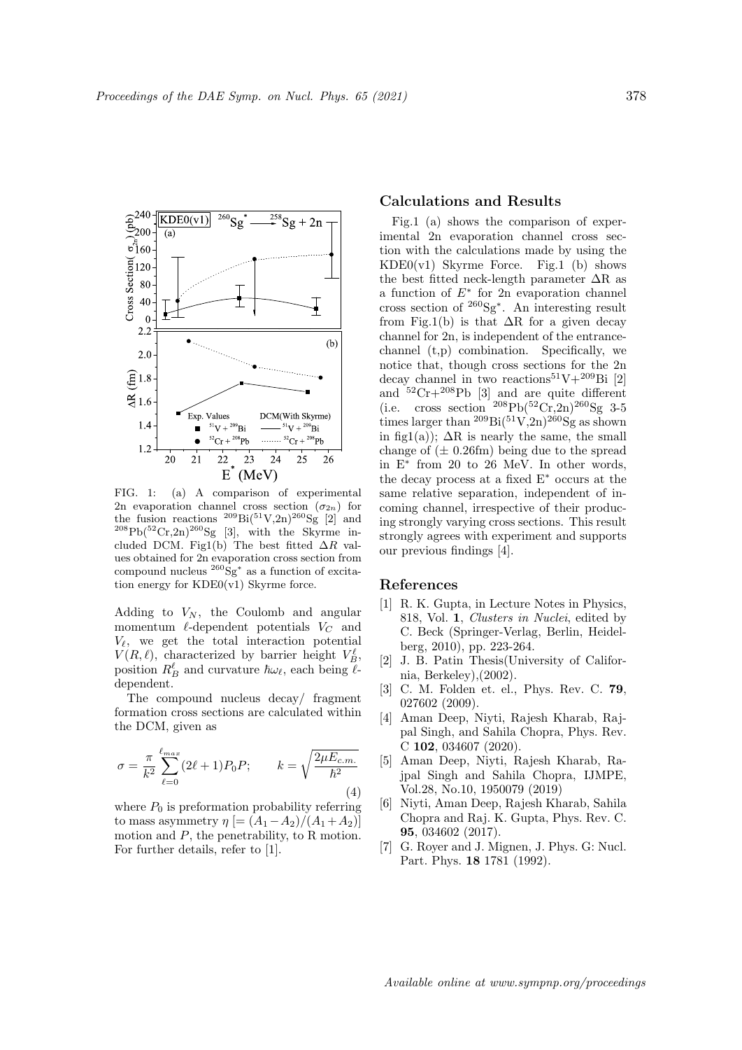KDE0(v1)

$^{260}Sg^* \longrightarrow {}^{258}Sg + 2n$

(a)

Cross Section( $\sigma_{2n}$ ) (pb)

240
200
160
120
80
40
0

2.2
2.0
1.8
1.6
1.4
1.2

(b)

$\Delta R$ (fm)

Exp. Values
$^{51}V + {}^{209}Bi$
$^{52}Cr + {}^{208}Pb$

DCM(With Skyrme)
$^{51}V + {}^{209}Bi$
$^{52}Cr + {}^{208}Pb$

20 21 22 23 24 25 26

$E^*$ (MeV)

FIG. 1: (a) A comparison of experimental 2n evaporation channel cross section ($\sigma_{2n}$) for the fusion reactions $^{209}$Bi($^{51}$V,2n)$^{260}$Sg [2] and $^{208}$Pb($^{52}$Cr,2n)$^{260}$Sg [3], with the Skyrme included DCM. Fig1(b) The best fitted $\Delta R$ values obtained for 2n evaporation cross section from compound nucleus $^{260}$Sg$^*$ as a function of excitation energy for KDE0(v1) Skyrme force.

Adding to $V_N$, the Coulomb and angular momentum $\ell$-dependent potentials $V_C$ and $V_\ell$, we get the total interaction potential $V(R,\ell)$, characterized by barrier height $V_B^\ell$, position $R_B^\ell$ and curvature $\hbar\omega_\ell$, each being $\ell$-dependent.

The compound nucleus decay/ fragment formation cross sections are calculated within the DCM, given as

$$\sigma = \frac{\pi}{k^2}\sum_{\ell=0}^{\ell_{max}}(2\ell+1)P_0P; \qquad k = \sqrt{\frac{2\mu E_{c.m.}}{\hbar^2}} \tag{4}$$

where $P_0$ is preformation probability referring to mass asymmetry $\eta$ [$= (A_1 - A_2)/(A_1 + A_2)$] motion and $P$, the penetrability, to R motion. For further details, refer to [1].

## Calculations and Results

Fig.1 (a) shows the comparison of experimental 2n evaporation channel cross section with the calculations made by using the KDE0(v1) Skyrme Force. Fig.1 (b) shows the best fitted neck-length parameter $\Delta$R as a function of $E^*$ for 2n evaporation channel cross section of $^{260}$Sg$^*$. An interesting result from Fig.1(b) is that $\Delta$R for a given decay channel for 2n, is independent of the entrance-channel (t,p) combination. Specifically, we notice that, though cross sections for the 2n decay channel in two reactions $^{51}$V+$^{209}$Bi [2] and $^{52}$Cr+$^{208}$Pb [3] and are quite different (i.e. cross section $^{208}$Pb($^{52}$Cr,2n)$^{260}$Sg 3-5 times larger than $^{209}$Bi($^{51}$V,2n)$^{260}$Sg as shown in fig1(a)); $\Delta$R is nearly the same, the small change of ($\pm$ 0.26fm) being due to the spread in E$^*$ from 20 to 26 MeV. In other words, the decay process at a fixed E$^*$ occurs at the same relative separation, independent of incoming channel, irrespective of their producing strongly varying cross sections. This result strongly agrees with experiment and supports our previous findings [4].

## References

[1] R. K. Gupta, in Lecture Notes in Physics, 818, Vol. **1**, *Clusters in Nuclei*, edited by C. Beck (Springer-Verlag, Berlin, Heidelberg, 2010), pp. 223-264.

[2] J. B. Patin Thesis(University of California, Berkeley),(2002).

[3] C. M. Folden et. el., Phys. Rev. C. **79**, 027602 (2009).

[4] Aman Deep, Niyti, Rajesh Kharab, Rajpal Singh, and Sahila Chopra, Phys. Rev. C **102**, 034607 (2020).

[5] Aman Deep, Niyti, Rajesh Kharab, Rajpal Singh and Sahila Chopra, IJMPE, Vol.28, No.10, 1950079 (2019)

[6] Niyti, Aman Deep, Rajesh Kharab, Sahila Chopra and Raj. K. Gupta, Phys. Rev. C. **95**, 034602 (2017).

[7] G. Royer and J. Mignen, J. Phys. G: Nucl. Part. Phys. **18** 1781 (1992).